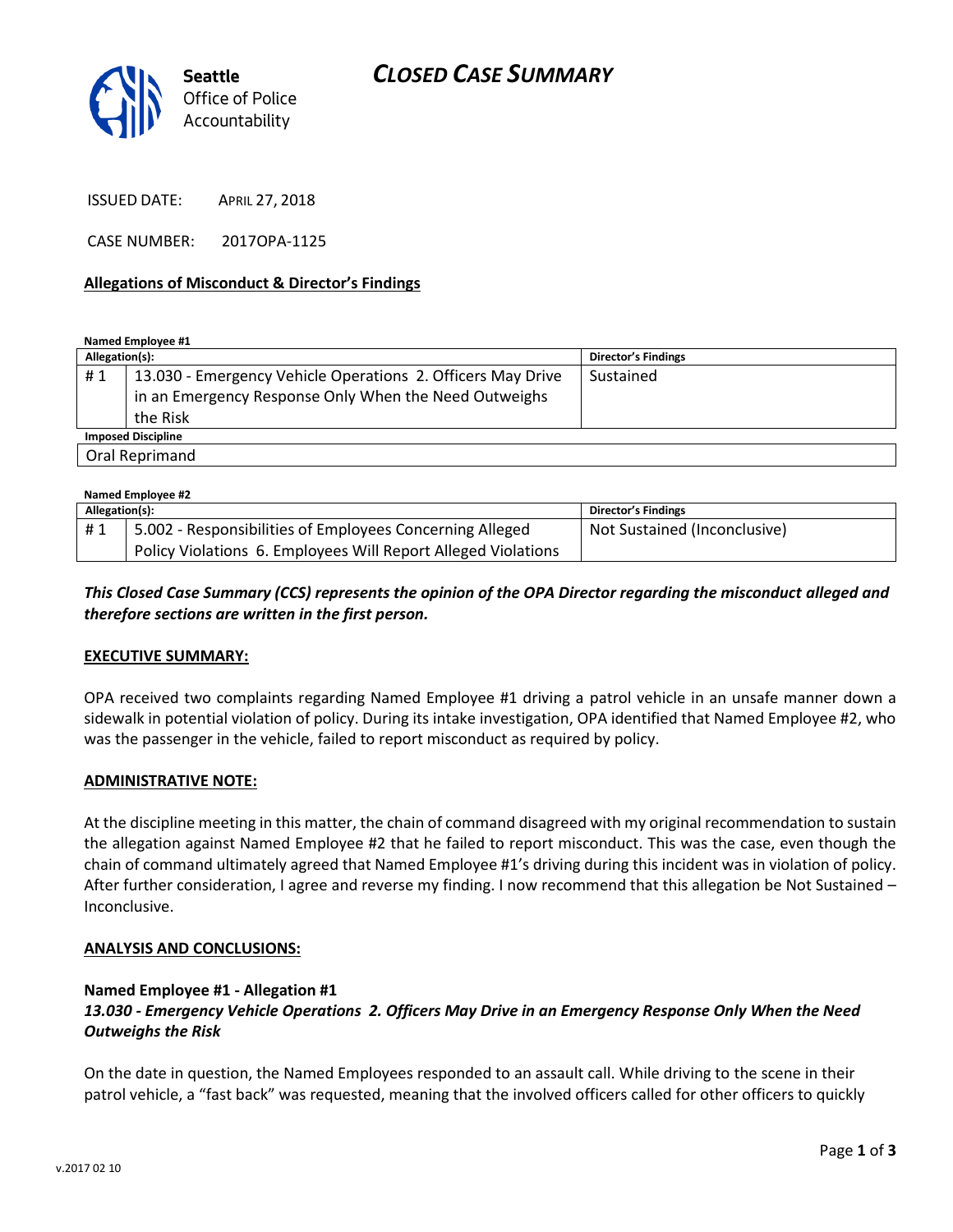# CLOSED CASE SUMMARY

Seattle Office of Police Accountability

ISSUED DATE: APRIL 27, 2018

CASE NUMBER: 2017OPA-1125

**Allegations of Misconduct & Director's Findings**

**Named Employee #1**

| Allegation(s): | | Director's Findings |
|---|---|---|
| # 1 | 13.030 - Emergency Vehicle Operations 2. Officers May Drive in an Emergency Response Only When the Need Outweighs the Risk | Sustained |
| **Imposed Discipline** | | |
| Oral Reprimand | | |

**Named Employee #2**

| Allegation(s): | | Director's Findings |
|---|---|---|
| # 1 | 5.002 - Responsibilities of Employees Concerning Alleged Policy Violations 6. Employees Will Report Alleged Violations | Not Sustained (Inconclusive) |

***This Closed Case Summary (CCS) represents the opinion of the OPA Director regarding the misconduct alleged and therefore sections are written in the first person.***

**EXECUTIVE SUMMARY:**

OPA received two complaints regarding Named Employee #1 driving a patrol vehicle in an unsafe manner down a sidewalk in potential violation of policy. During its intake investigation, OPA identified that Named Employee #2, who was the passenger in the vehicle, failed to report misconduct as required by policy.

**ADMINISTRATIVE NOTE:**

At the discipline meeting in this matter, the chain of command disagreed with my original recommendation to sustain the allegation against Named Employee #2 that he failed to report misconduct. This was the case, even though the chain of command ultimately agreed that Named Employee #1's driving during this incident was in violation of policy. After further consideration, I agree and reverse my finding. I now recommend that this allegation be Not Sustained – Inconclusive.

**ANALYSIS AND CONCLUSIONS:**

**Named Employee #1 - Allegation #1**
***13.030 - Emergency Vehicle Operations 2. Officers May Drive in an Emergency Response Only When the Need Outweighs the Risk***

On the date in question, the Named Employees responded to an assault call. While driving to the scene in their patrol vehicle, a "fast back" was requested, meaning that the involved officers called for other officers to quickly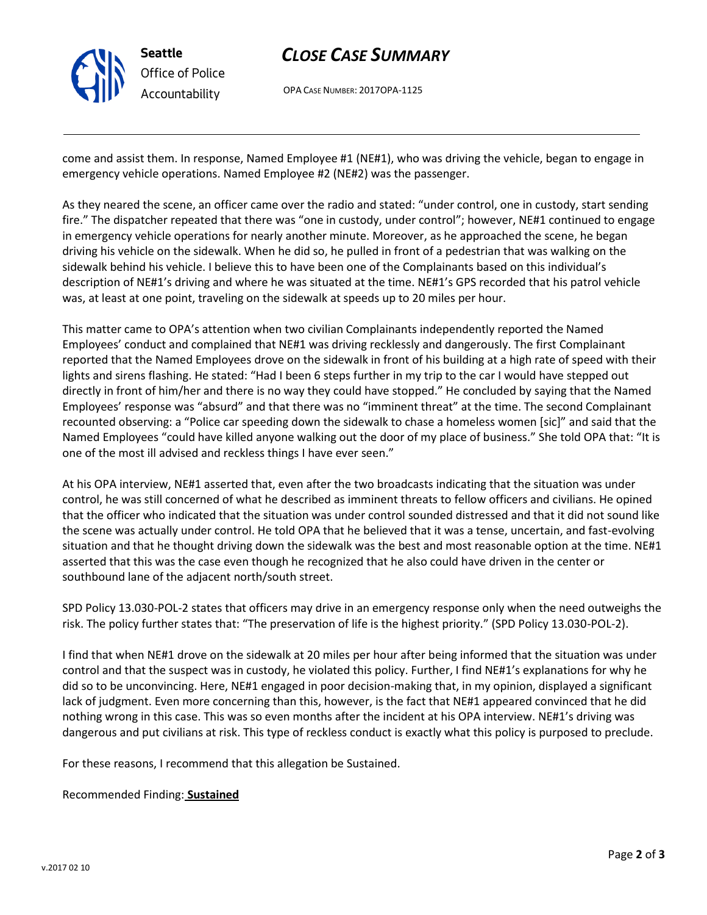come and assist them. In response, Named Employee #1 (NE#1), who was driving the vehicle, began to engage in emergency vehicle operations. Named Employee #2 (NE#2) was the passenger.

As they neared the scene, an officer came over the radio and stated: "under control, one in custody, start sending fire." The dispatcher repeated that there was "one in custody, under control"; however, NE#1 continued to engage in emergency vehicle operations for nearly another minute. Moreover, as he approached the scene, he began driving his vehicle on the sidewalk. When he did so, he pulled in front of a pedestrian that was walking on the sidewalk behind his vehicle. I believe this to have been one of the Complainants based on this individual's description of NE#1's driving and where he was situated at the time. NE#1's GPS recorded that his patrol vehicle was, at least at one point, traveling on the sidewalk at speeds up to 20 miles per hour.

This matter came to OPA's attention when two civilian Complainants independently reported the Named Employees' conduct and complained that NE#1 was driving recklessly and dangerously. The first Complainant reported that the Named Employees drove on the sidewalk in front of his building at a high rate of speed with their lights and sirens flashing. He stated: "Had I been 6 steps further in my trip to the car I would have stepped out directly in front of him/her and there is no way they could have stopped." He concluded by saying that the Named Employees' response was "absurd" and that there was no "imminent threat" at the time. The second Complainant recounted observing: a "Police car speeding down the sidewalk to chase a homeless women [sic]" and said that the Named Employees "could have killed anyone walking out the door of my place of business." She told OPA that: "It is one of the most ill advised and reckless things I have ever seen."

At his OPA interview, NE#1 asserted that, even after the two broadcasts indicating that the situation was under control, he was still concerned of what he described as imminent threats to fellow officers and civilians. He opined that the officer who indicated that the situation was under control sounded distressed and that it did not sound like the scene was actually under control. He told OPA that he believed that it was a tense, uncertain, and fast-evolving situation and that he thought driving down the sidewalk was the best and most reasonable option at the time. NE#1 asserted that this was the case even though he recognized that he also could have driven in the center or southbound lane of the adjacent north/south street.

SPD Policy 13.030-POL-2 states that officers may drive in an emergency response only when the need outweighs the risk. The policy further states that: "The preservation of life is the highest priority." (SPD Policy 13.030-POL-2).

I find that when NE#1 drove on the sidewalk at 20 miles per hour after being informed that the situation was under control and that the suspect was in custody, he violated this policy. Further, I find NE#1's explanations for why he did so to be unconvincing. Here, NE#1 engaged in poor decision-making that, in my opinion, displayed a significant lack of judgment. Even more concerning than this, however, is the fact that NE#1 appeared convinced that he did nothing wrong in this case. This was so even months after the incident at his OPA interview. NE#1's driving was dangerous and put civilians at risk. This type of reckless conduct is exactly what this policy is purposed to preclude.

For these reasons, I recommend that this allegation be Sustained.

Recommended Finding: **Sustained**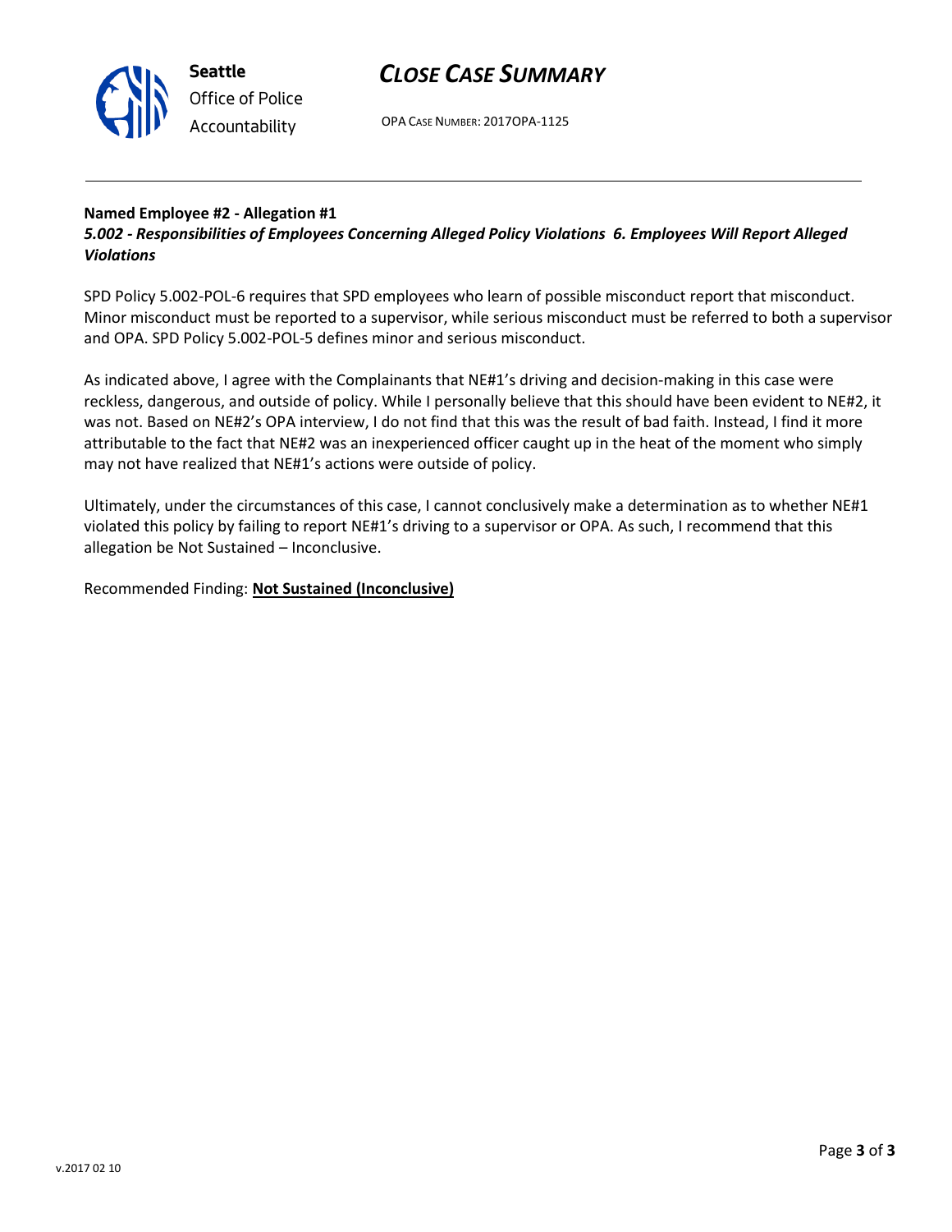**Named Employee #2 - Allegation #1**
***5.002 - Responsibilities of Employees Concerning Alleged Policy Violations 6. Employees Will Report Alleged Violations***

SPD Policy 5.002-POL-6 requires that SPD employees who learn of possible misconduct report that misconduct. Minor misconduct must be reported to a supervisor, while serious misconduct must be referred to both a supervisor and OPA. SPD Policy 5.002-POL-5 defines minor and serious misconduct.

As indicated above, I agree with the Complainants that NE#1's driving and decision-making in this case were reckless, dangerous, and outside of policy. While I personally believe that this should have been evident to NE#2, it was not. Based on NE#2's OPA interview, I do not find that this was the result of bad faith. Instead, I find it more attributable to the fact that NE#2 was an inexperienced officer caught up in the heat of the moment who simply may not have realized that NE#1's actions were outside of policy.

Ultimately, under the circumstances of this case, I cannot conclusively make a determination as to whether NE#1 violated this policy by failing to report NE#1's driving to a supervisor or OPA. As such, I recommend that this allegation be Not Sustained – Inconclusive.

Recommended Finding: **Not Sustained (Inconclusive)**